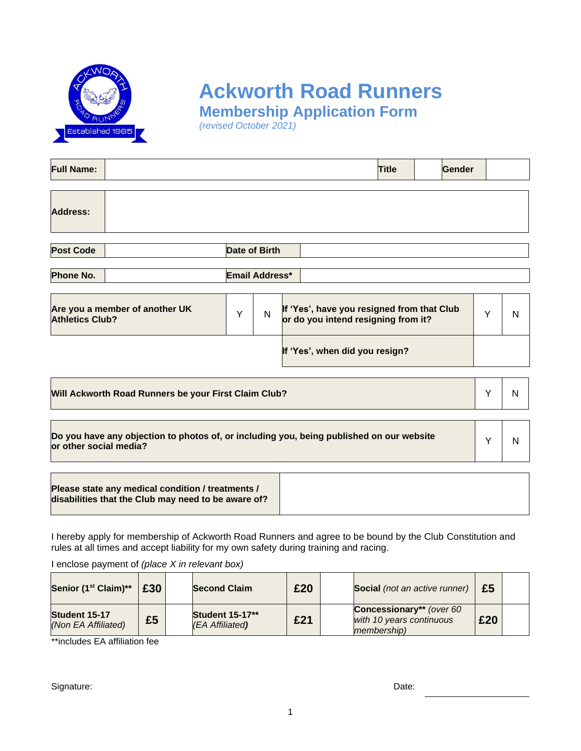# Ackworth Road Runners

## Membership Application Form

*(revised October 2021)*

| **Full Name:** | | **Title** | | **Gender** | |
|---|---|---|---|---|---|

| **Address:** | |
|---|---|

| **Post Code** | | **Date of Birth** | |
|---|---|---|---|
| **Phone No.** | | **Email Address*** | |

| **Are you a member of another UK Athletics Club?** | Y | N | **If 'Yes', have you resigned from that Club or do you intend resigning from it?** | Y | N |
|---|---|---|---|---|---|
| | | | **If 'Yes', when did you resign?** | | |

| **Will Ackworth Road Runners be your First Claim Club?** | Y | N |
|---|---|---|

| **Do you have any objection to photos of, or including you, being published on our website or other social media?** | Y | N |
|---|---|---|

| **Please state any medical condition / treatments / disabilities that the Club may need to be aware of?** | |
|---|---|

I hereby apply for membership of Ackworth Road Runners and agree to be bound by the Club Constitution and rules at all times and accept liability for my own safety during training and racing.

I enclose payment of *(place X in relevant box)*

| **Senior (1st Claim)**** | **£30** | | **Second Claim** | **£20** | | **Social** *(not an active runner)* | **£5** | |
|---|---|---|---|---|---|---|---|---|
| **Student 15-17** *(Non EA Affiliated)* | **£5** | | **Student 15-17**** *(EA Affiliated)* | **£21** | | **Concessionary**** *(over 60 with 10 years continuous membership)* | **£20** | |

**includes EA affiliation fee

Signature: Date: ____________________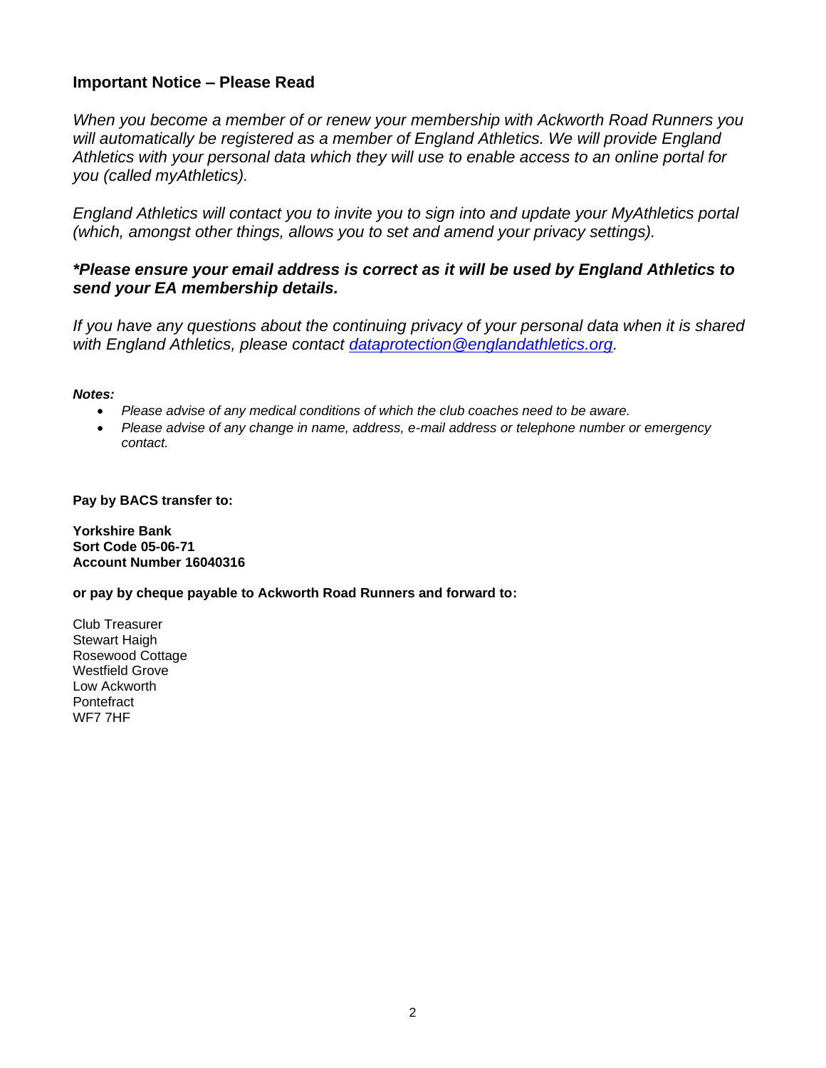## Important Notice – Please Read

*When you become a member of or renew your membership with Ackworth Road Runners you will automatically be registered as a member of England Athletics. We will provide England Athletics with your personal data which they will use to enable access to an online portal for you (called myAthletics).*

*England Athletics will contact you to invite you to sign into and update your MyAthletics portal (which, amongst other things, allows you to set and amend your privacy settings).*

***Please ensure your email address is correct as it will be used by England Athletics to send your EA membership details.***

*If you have any questions about the continuing privacy of your personal data when it is shared with England Athletics, please contact [dataprotection@englandathletics.org](mailto:dataprotection@englandathletics.org).*

***Notes:***

- *Please advise of any medical conditions of which the club coaches need to be aware.*
- *Please advise of any change in name, address, e-mail address or telephone number or emergency contact.*

**Pay by BACS transfer to:**

**Yorkshire Bank**
**Sort Code 05-06-71**
**Account Number 16040316**

**or pay by cheque payable to Ackworth Road Runners and forward to:**

Club Treasurer
Stewart Haigh
Rosewood Cottage
Westfield Grove
Low Ackworth
Pontefract
WF7 7HF